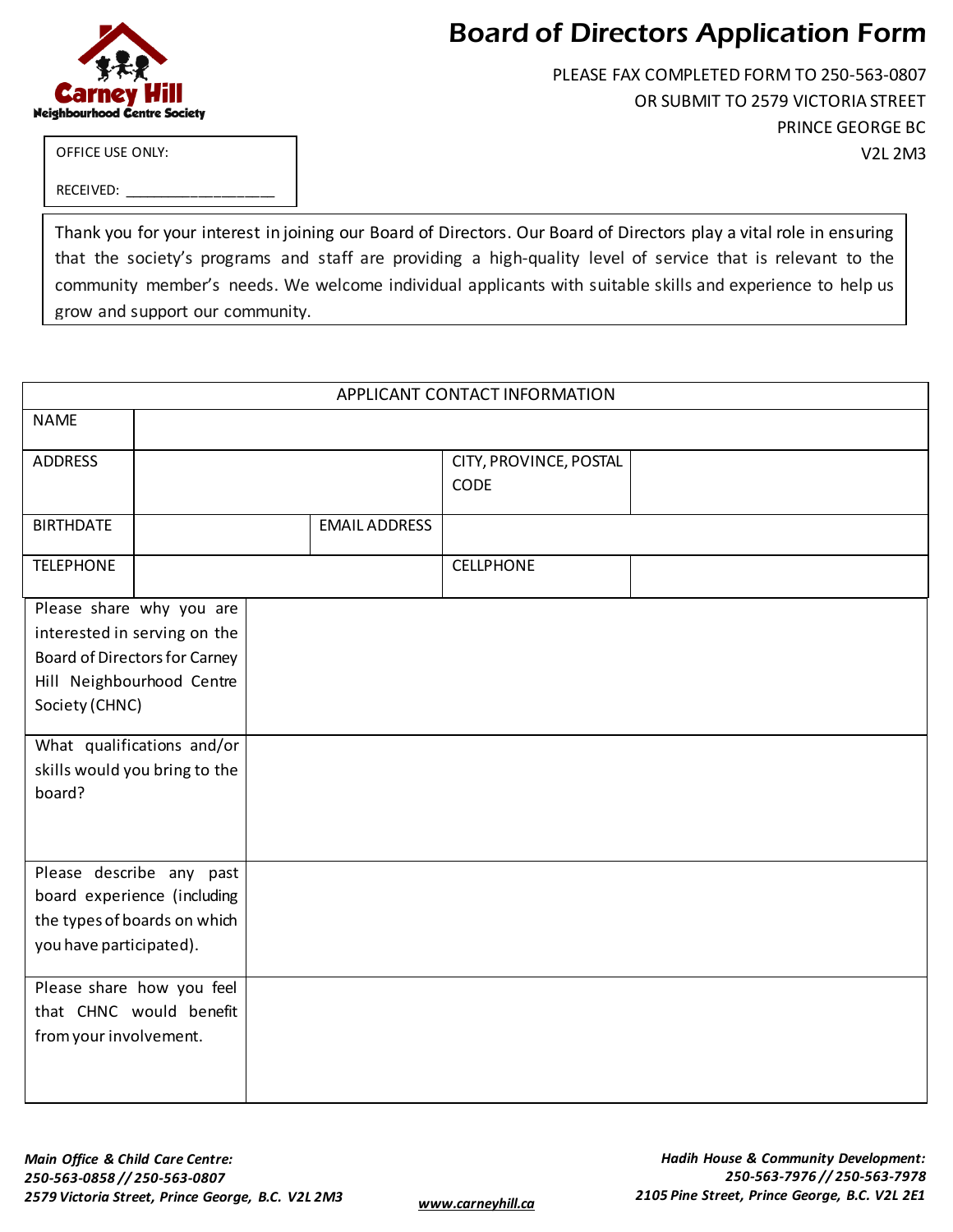Carney Hill
Neighbourhood Centre Society

# Board of Directors Application Form

PLEASE FAX COMPLETED FORM TO 250-563-0807
OR SUBMIT TO 2579 VICTORIA STREET
PRINCE GEORGE BC
V2L 2M3

OFFICE USE ONLY:

RECEIVED: ____________________

Thank you for your interest in joining our Board of Directors. Our Board of Directors play a vital role in ensuring that the society's programs and staff are providing a high-quality level of service that is relevant to the community member's needs. We welcome individual applicants with suitable skills and experience to help us grow and support our community.

| APPLICANT CONTACT INFORMATION | | | |
|---|---|---|---|
| NAME | | | |
| ADDRESS | | CITY, PROVINCE, POSTAL CODE | |
| BIRTHDATE | | EMAIL ADDRESS | |
| TELEPHONE | | CELLPHONE | |

| | |
|---|---|
| Please share why you are interested in serving on the Board of Directors for Carney Hill Neighbourhood Centre Society (CHNC) | |
| What qualifications and/or skills would you bring to the board? | |
| Please describe any past board experience (including the types of boards on which you have participated). | |
| Please share how you feel that CHNC would benefit from your involvement. | |

***Main Office & Child Care Centre:***
***250-563-0858 // 250-563-0807***
***2579 Victoria Street, Prince George, B.C. V2L 2M3***

***www.carneyhill.ca***

***Hadih House & Community Development:***
***250-563-7976 // 250-563-7978***
***2105 Pine Street, Prince George, B.C. V2L 2E1***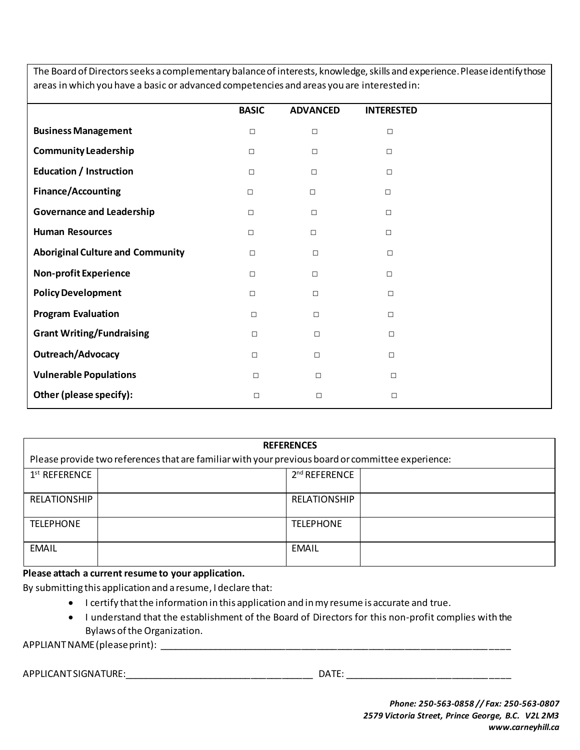The Board of Directors seeks a complementary balance of interests, knowledge, skills and experience. Please identify those areas in which you have a basic or advanced competencies and areas you are interested in:

| | BASIC | ADVANCED | INTERESTED |
|---|---|---|---|
| **Business Management** | □ | □ | □ |
| **Community Leadership** | □ | □ | □ |
| **Education / Instruction** | □ | □ | □ |
| **Finance/Accounting** | □ | □ | □ |
| **Governance and Leadership** | □ | □ | □ |
| **Human Resources** | □ | □ | □ |
| **Aboriginal Culture and Community** | □ | □ | □ |
| **Non-profit Experience** | □ | □ | □ |
| **Policy Development** | □ | □ | □ |
| **Program Evaluation** | □ | □ | □ |
| **Grant Writing/Fundraising** | □ | □ | □ |
| **Outreach/Advocacy** | □ | □ | □ |
| **Vulnerable Populations** | □ | □ | □ |
| **Other (please specify):** | □ | □ | □ |

**REFERENCES**

Please provide two references that are familiar with your previous board or committee experience:

| | | | |
|---|---|---|---|
| 1st REFERENCE | | 2nd REFERENCE | |
| RELATIONSHIP | | RELATIONSHIP | |
| TELEPHONE | | TELEPHONE | |
| EMAIL | | EMAIL | |

**Please attach a current resume to your application.**

By submitting this application and a resume, I declare that:

- I certify that the information in this application and in my resume is accurate and true.
- I understand that the establishment of the Board of Directors for this non-profit complies with the Bylaws of the Organization.

APPLIANT NAME (please print): ____________________________________________________________________

APPLICANT SIGNATURE:_____________________________________ DATE: _______________________________

***Phone: 250-563-0858 // Fax: 250-563-0807***
***2579 Victoria Street, Prince George, B.C. V2L 2M3***
***www.carneyhill.ca***